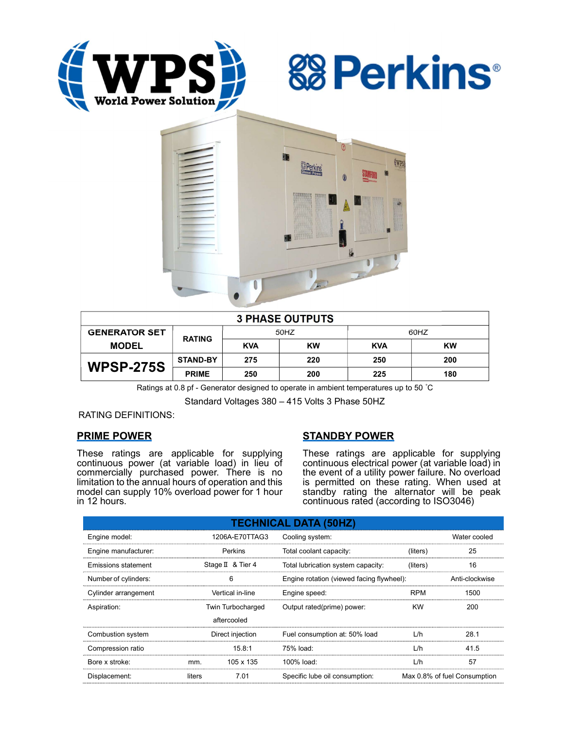WPS World Power Solution

Perkins®

| 3 PHASE OUTPUTS | | | | | |
|---|---|---|---|---|---|
| GENERATOR SET MODEL | RATING | 50HZ | | 60HZ | |
| | | KVA | KW | KVA | KW |
| WPSP-275S | STAND-BY | 275 | 220 | 250 | 200 |
| | PRIME | 250 | 200 | 225 | 180 |

Ratings at 0.8 pf - Generator designed to operate in ambient temperatures up to 50 ˚C

Standard Voltages 380 – 415 Volts 3 Phase 50HZ

RATING DEFINITIONS:

## PRIME POWER

These ratings are applicable for supplying continuous power (at variable load) in lieu of commercially purchased power. There is no limitation to the annual hours of operation and this model can supply 10% overload power for 1 hour in 12 hours.

## STANDBY POWER

These ratings are applicable for supplying continuous electrical power (at variable load) in the event of a utility power failure. No overload is permitted on these rating. When used at standby rating the alternator will be peak continuous rated (according to ISO3046)

| TECHNICAL DATA (50HZ) | | | | | |
|---|---|---|---|---|---|
| Engine model: | | 1206A-E70TTAG3 | Cooling system: | | Water cooled |
| Engine manufacturer: | | Perkins | Total coolant capacity: | (liters) | 25 |
| Emissions statement | | Stage Ⅱ & Tier 4 | Total lubrication system capacity: | (liters) | 16 |
| Number of cylinders: | | 6 | Engine rotation (viewed facing flywheel): | | Anti-clockwise |
| Cylinder arrangement | | Vertical in-line | Engine speed: | RPM | 1500 |
| Aspiration: | | Twin Turbocharged aftercooled | Output rated(prime) power: | KW | 200 |
| Combustion system | | Direct injection | Fuel consumption at: 50% load | L/h | 28.1 |
| Compression ratio | | 15.8:1 | 75% load: | L/h | 41.5 |
| Bore x stroke: | mm. | 105 x 135 | 100% load: | L/h | 57 |
| Displacement: | liters | 7.01 | Specific lube oil consumption: | | Max 0.8% of fuel Consumption |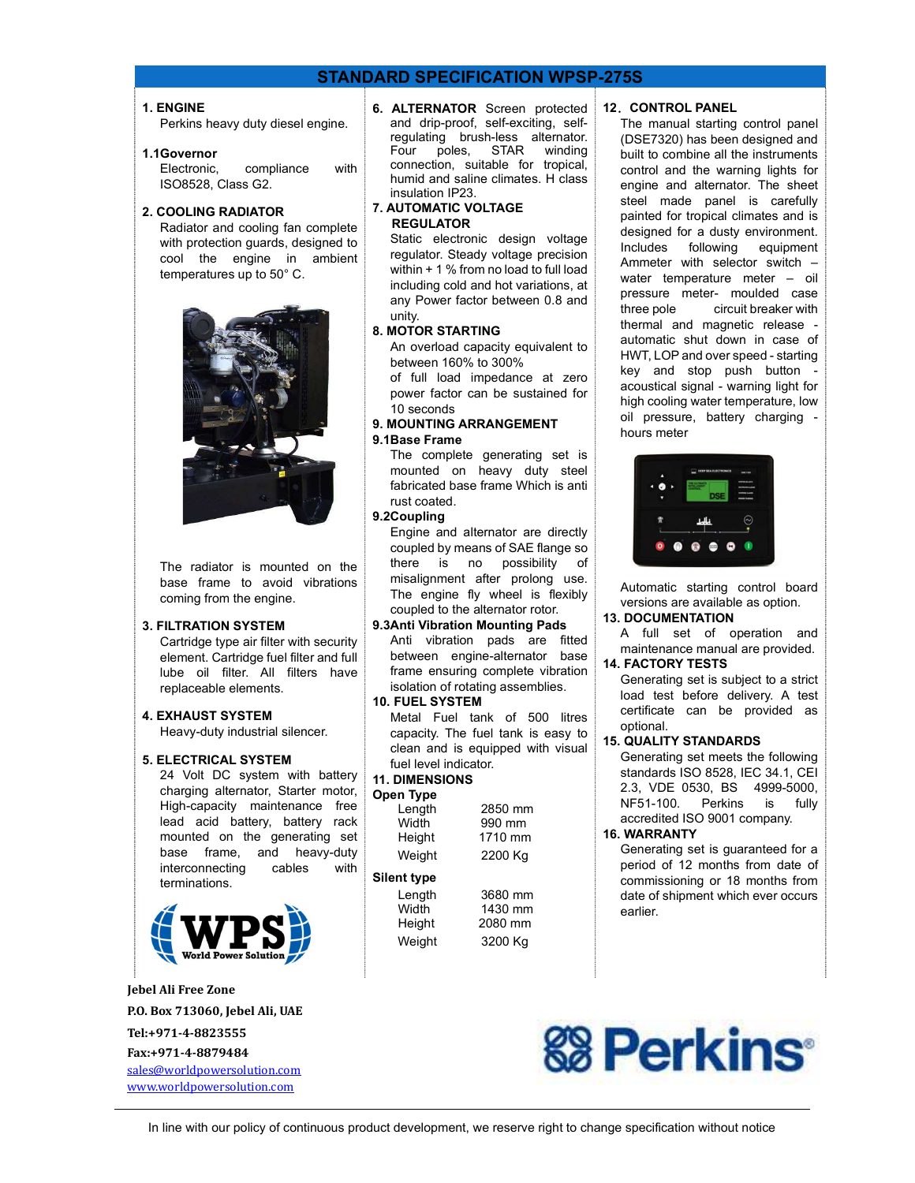# STANDARD SPECIFICATION WPSP-275S

## 1. ENGINE

Perkins heavy duty diesel engine.

### 1.1Governor

Electronic, compliance with ISO8528, Class G2.

## 2. COOLING RADIATOR

Radiator and cooling fan complete with protection guards, designed to cool the engine in ambient temperatures up to 50° C.

The radiator is mounted on the base frame to avoid vibrations coming from the engine.

## 3. FILTRATION SYSTEM

Cartridge type air filter with security element. Cartridge fuel filter and full lube oil filter. All filters have replaceable elements.

## 4. EXHAUST SYSTEM

Heavy-duty industrial silencer.

## 5. ELECTRICAL SYSTEM

24 Volt DC system with battery charging alternator, Starter motor, High-capacity maintenance free lead acid battery, battery rack mounted on the generating set base frame, and heavy-duty interconnecting cables with terminations.

## 6. ALTERNATOR

Screen protected and drip-proof, self-exciting, self-regulating brush-less alternator. Four poles, STAR winding connection, suitable for tropical, humid and saline climates. H class insulation IP23.

## 7. AUTOMATIC VOLTAGE REGULATOR

Static electronic design voltage regulator. Steady voltage precision within + 1 % from no load to full load including cold and hot variations, at any Power factor between 0.8 and unity.

## 8. MOTOR STARTING

An overload capacity equivalent to between 160% to 300%
of full load impedance at zero power factor can be sustained for 10 seconds

## 9. MOUNTING ARRANGEMENT

### 9.1Base Frame

The complete generating set is mounted on heavy duty steel fabricated base frame Which is anti rust coated.

### 9.2Coupling

Engine and alternator are directly coupled by means of SAE flange so there is no possibility of misalignment after prolong use. The engine fly wheel is flexibly coupled to the alternator rotor.

### 9.3Anti Vibration Mounting Pads

Anti vibration pads are fitted between engine-alternator base frame ensuring complete vibration isolation of rotating assemblies.

## 10. FUEL SYSTEM

Metal Fuel tank of 500 litres capacity. The fuel tank is easy to clean and is equipped with visual fuel level indicator.

## 11. DIMENSIONS

**Open Type**

| | |
|---|---|
| Length | 2850 mm |
| Width | 990 mm |
| Height | 1710 mm |
| Weight | 2200 Kg |

**Silent type**

| | |
|---|---|
| Length | 3680 mm |
| Width | 1430 mm |
| Height | 2080 mm |
| Weight | 3200 Kg |

## 12. CONTROL PANEL

The manual starting control panel (DSE7320) has been designed and built to combine all the instruments control and the warning lights for engine and alternator. The sheet steel made panel is carefully painted for tropical climates and is designed for a dusty environment. Includes following equipment Ammeter with selector switch – water temperature meter – oil pressure meter- moulded case three pole circuit breaker with thermal and magnetic release - automatic shut down in case of HWT, LOP and over speed - starting key and stop push button - acoustical signal - warning light for high cooling water temperature, low oil pressure, battery charging - hours meter

Automatic starting control board versions are available as option.

## 13. DOCUMENTATION

A full set of operation and maintenance manual are provided.

## 14. FACTORY TESTS

Generating set is subject to a strict load test before delivery. A test certificate can be provided as optional.

## 15. QUALITY STANDARDS

Generating set meets the following standards ISO 8528, IEC 34.1, CEI 2.3, VDE 0530, BS 4999-5000, NF51-100. Perkins is fully accredited ISO 9001 company.

## 16. WARRANTY

Generating set is guaranteed for a period of 12 months from date of commissioning or 18 months from date of shipment which ever occurs earlier.

WPS World Power Solution

**Jebel Ali Free Zone**
**P.O. Box 713060, Jebel Ali, UAE**
**Tel:+971-4-8823555**
**Fax:+971-4-8879484**
sales@worldpowersolution.com
www.worldpowersolution.com

Perkins

In line with our policy of continuous product development, we reserve right to change specification without notice